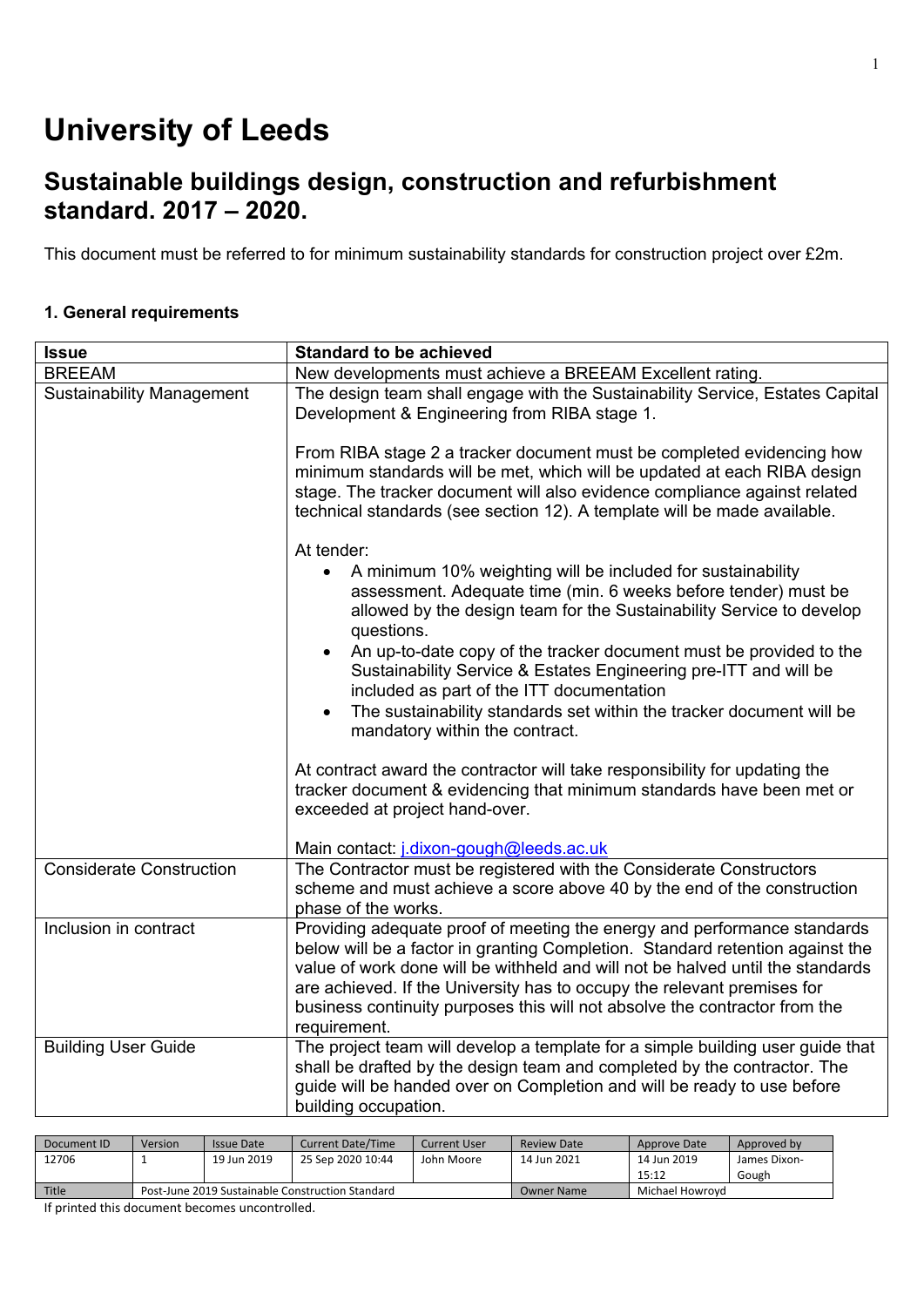# University of Leeds

## Sustainable buildings design, construction and refurbishment standard. 2017 – 2020.

This document must be referred to for minimum sustainability standards for construction project over £2m.

### 1. General requirements

| **Issue** | **Standard to be achieved** |
|---|---|
| BREEAM | New developments must achieve a BREEAM Excellent rating. |
| Sustainability Management | The design team shall engage with the Sustainability Service, Estates Capital Development & Engineering from RIBA stage 1.<br><br>From RIBA stage 2 a tracker document must be completed evidencing how minimum standards will be met, which will be updated at each RIBA design stage. The tracker document will also evidence compliance against related technical standards (see section 12). A template will be made available.<br><br>At tender:<br>• A minimum 10% weighting will be included for sustainability assessment. Adequate time (min. 6 weeks before tender) must be allowed by the design team for the Sustainability Service to develop questions.<br>• An up-to-date copy of the tracker document must be provided to the Sustainability Service & Estates Engineering pre-ITT and will be included as part of the ITT documentation<br>• The sustainability standards set within the tracker document will be mandatory within the contract.<br><br>At contract award the contractor will take responsibility for updating the tracker document & evidencing that minimum standards have been met or exceeded at project hand-over.<br><br>Main contact: j.dixon-gough@leeds.ac.uk |
| Considerate Construction | The Contractor must be registered with the Considerate Constructors scheme and must achieve a score above 40 by the end of the construction phase of the works. |
| Inclusion in contract | Providing adequate proof of meeting the energy and performance standards below will be a factor in granting Completion. Standard retention against the value of work done will be withheld and will not be halved until the standards are achieved. If the University has to occupy the relevant premises for business continuity purposes this will not absolve the contractor from the requirement. |
| Building User Guide | The project team will develop a template for a simple building user guide that shall be drafted by the design team and completed by the contractor. The guide will be handed over on Completion and will be ready to use before building occupation. |

| Document ID | Version | Issue Date | Current Date/Time | Current User | Review Date | Approve Date | Approved by |
|---|---|---|---|---|---|---|---|
| 12706 | 1 | 19 Jun 2019 | 25 Sep 2020 10:44 | John Moore | 14 Jun 2021 | 14 Jun 2019 15:12 | James Dixon-Gough |
| Title | Post-June 2019 Sustainable Construction Standard | | | | Owner Name | Michael Howroyd | |

If printed this document becomes uncontrolled.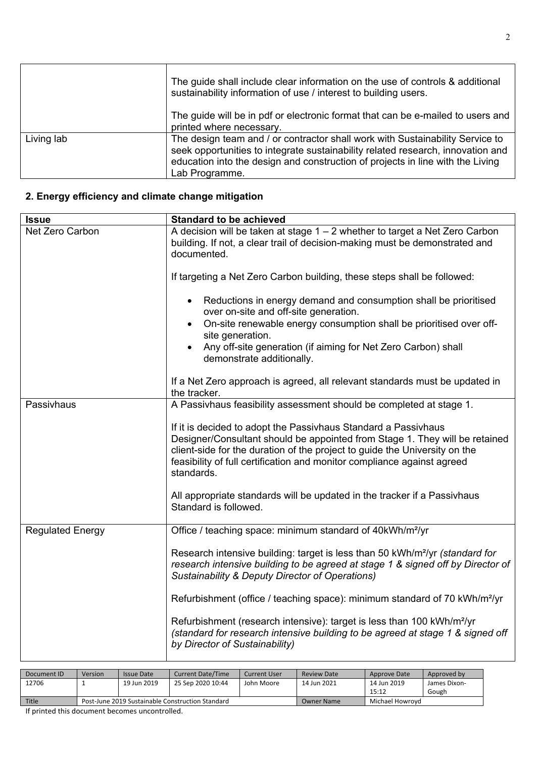| | |
|---|---|
| | The guide shall include clear information on the use of controls & additional sustainability information of use / interest to building users.<br><br>The guide will be in pdf or electronic format that can be e-mailed to users and printed where necessary. |
| Living lab | The design team and / or contractor shall work with Sustainability Service to seek opportunities to integrate sustainability related research, innovation and education into the design and construction of projects in line with the Living Lab Programme. |

## 2. Energy efficiency and climate change mitigation

| **Issue** | **Standard to be achieved** |
|---|---|
| Net Zero Carbon | A decision will be taken at stage 1 – 2 whether to target a Net Zero Carbon building. If not, a clear trail of decision-making must be demonstrated and documented.<br><br>If targeting a Net Zero Carbon building, these steps shall be followed:<br><br>• Reductions in energy demand and consumption shall be prioritised over on-site and off-site generation.<br>• On-site renewable energy consumption shall be prioritised over off-site generation.<br>• Any off-site generation (if aiming for Net Zero Carbon) shall demonstrate additionally.<br><br>If a Net Zero approach is agreed, all relevant standards must be updated in the tracker. |
| Passivhaus | A Passivhaus feasibility assessment should be completed at stage 1.<br><br>If it is decided to adopt the Passivhaus Standard a Passivhaus Designer/Consultant should be appointed from Stage 1. They will be retained client-side for the duration of the project to guide the University on the feasibility of full certification and monitor compliance against agreed standards.<br><br>All appropriate standards will be updated in the tracker if a Passivhaus Standard is followed. |
| Regulated Energy | Office / teaching space: minimum standard of 40kWh/m²/yr<br><br>Research intensive building: target is less than 50 kWh/m²/yr *(standard for research intensive building to be agreed at stage 1 & signed off by Director of Sustainability & Deputy Director of Operations)*<br><br>Refurbishment (office / teaching space): minimum standard of 70 kWh/m²/yr<br><br>Refurbishment (research intensive): target is less than 100 kWh/m²/yr *(standard for research intensive building to be agreed at stage 1 & signed off by Director of Sustainability)* |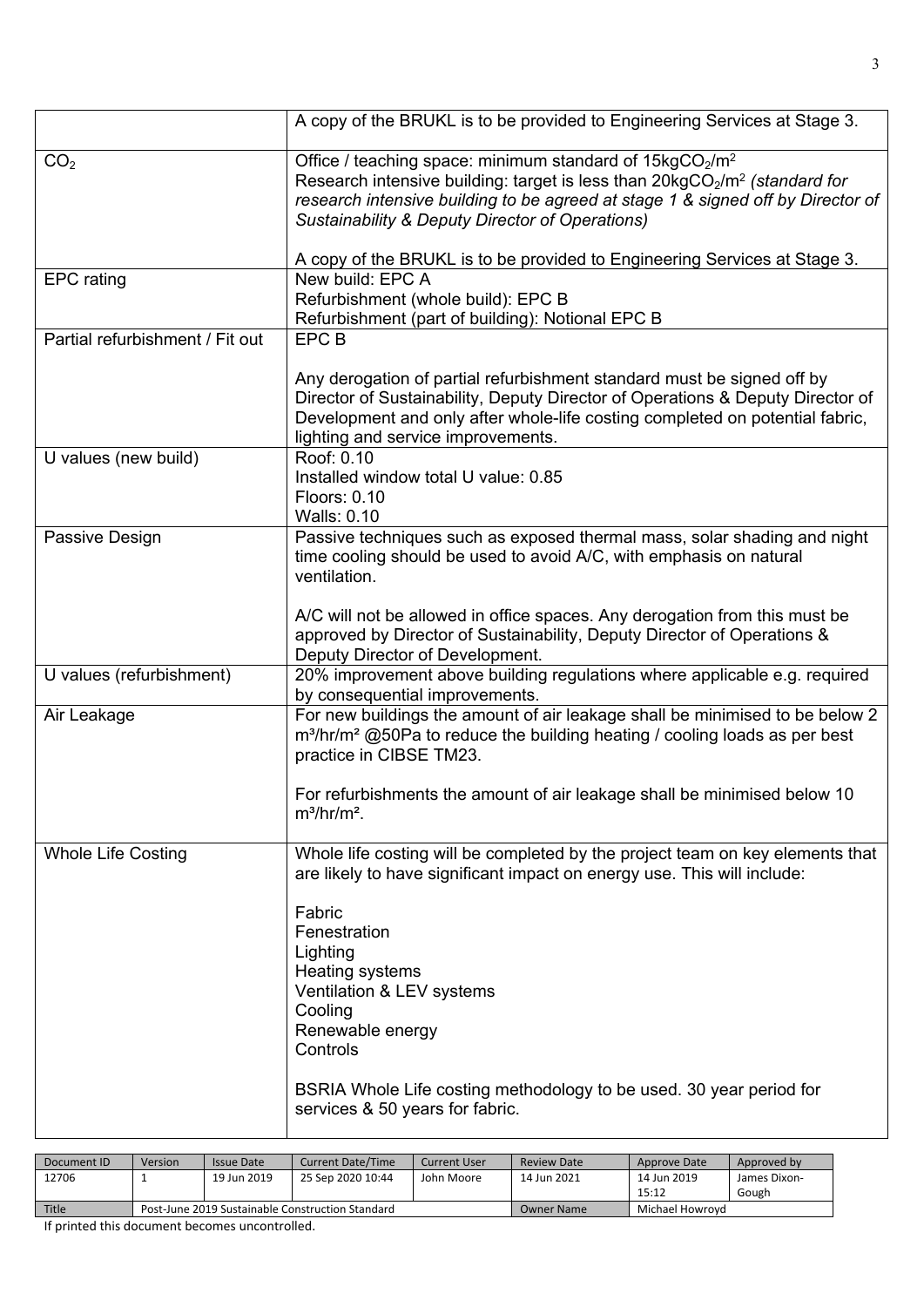| | |
|---|---|
| | A copy of the BRUKL is to be provided to Engineering Services at Stage 3. |
| $CO_2$ | Office / teaching space: minimum standard of 15kg$CO_2$/m$^2$<br>Research intensive building: target is less than 20kg$CO_2$/m$^2$ *(standard for research intensive building to be agreed at stage 1 & signed off by Director of Sustainability & Deputy Director of Operations)*<br><br>A copy of the BRUKL is to be provided to Engineering Services at Stage 3. |
| EPC rating | New build: EPC A<br>Refurbishment (whole build): EPC B<br>Refurbishment (part of building): Notional EPC B |
| Partial refurbishment / Fit out | EPC B<br><br>Any derogation of partial refurbishment standard must be signed off by Director of Sustainability, Deputy Director of Operations & Deputy Director of Development and only after whole-life costing completed on potential fabric, lighting and service improvements. |
| U values (new build) | Roof: 0.10<br>Installed window total U value: 0.85<br>Floors: 0.10<br>Walls: 0.10 |
| Passive Design | Passive techniques such as exposed thermal mass, solar shading and night time cooling should be used to avoid A/C, with emphasis on natural ventilation.<br><br>A/C will not be allowed in office spaces. Any derogation from this must be approved by Director of Sustainability, Deputy Director of Operations & Deputy Director of Development. |
| U values (refurbishment) | 20% improvement above building regulations where applicable e.g. required by consequential improvements. |
| Air Leakage | For new buildings the amount of air leakage shall be minimised to be below 2 m$^3$/hr/m$^2$ @50Pa to reduce the building heating / cooling loads as per best practice in CIBSE TM23.<br><br>For refurbishments the amount of air leakage shall be minimised below 10 m$^3$/hr/m$^2$. |
| Whole Life Costing | Whole life costing will be completed by the project team on key elements that are likely to have significant impact on energy use. This will include:<br><br>Fabric<br>Fenestration<br>Lighting<br>Heating systems<br>Ventilation & LEV systems<br>Cooling<br>Renewable energy<br>Controls<br><br>BSRIA Whole Life costing methodology to be used. 30 year period for services & 50 years for fabric. |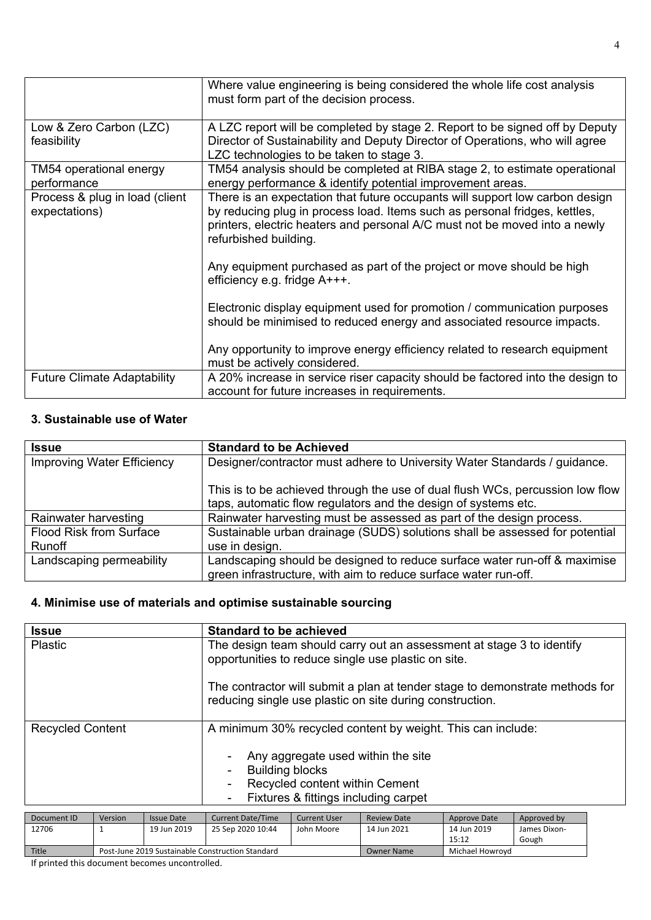| | |
|---|---|
| | Where value engineering is being considered the whole life cost analysis must form part of the decision process. |
| Low & Zero Carbon (LZC) feasibility | A LZC report will be completed by stage 2. Report to be signed off by Deputy Director of Sustainability and Deputy Director of Operations, who will agree LZC technologies to be taken to stage 3. |
| TM54 operational energy performance | TM54 analysis should be completed at RIBA stage 2, to estimate operational energy performance & identify potential improvement areas. |
| Process & plug in load (client expectations) | There is an expectation that future occupants will support low carbon design by reducing plug in process load. Items such as personal fridges, kettles, printers, electric heaters and personal A/C must not be moved into a newly refurbished building.<br><br>Any equipment purchased as part of the project or move should be high efficiency e.g. fridge A+++.<br><br>Electronic display equipment used for promotion / communication purposes should be minimised to reduced energy and associated resource impacts.<br><br>Any opportunity to improve energy efficiency related to research equipment must be actively considered. |
| Future Climate Adaptability | A 20% increase in service riser capacity should be factored into the design to account for future increases in requirements. |

### 3. Sustainable use of Water

| Issue | Standard to be Achieved |
|---|---|
| Improving Water Efficiency | Designer/contractor must adhere to University Water Standards / guidance.<br><br>This is to be achieved through the use of dual flush WCs, percussion low flow taps, automatic flow regulators and the design of systems etc. |
| Rainwater harvesting | Rainwater harvesting must be assessed as part of the design process. |
| Flood Risk from Surface Runoff | Sustainable urban drainage (SUDS) solutions shall be assessed for potential use in design. |
| Landscaping permeability | Landscaping should be designed to reduce surface water run-off & maximise green infrastructure, with aim to reduce surface water run-off. |

### 4. Minimise use of materials and optimise sustainable sourcing

| Issue | Standard to be achieved |
|---|---|
| Plastic | The design team should carry out an assessment at stage 3 to identify opportunities to reduce single use plastic on site.<br><br>The contractor will submit a plan at tender stage to demonstrate methods for reducing single use plastic on site during construction. |
| Recycled Content | A minimum 30% recycled content by weight. This can include:<br><br>- Any aggregate used within the site<br>- Building blocks<br>- Recycled content within Cement<br>- Fixtures & fittings including carpet |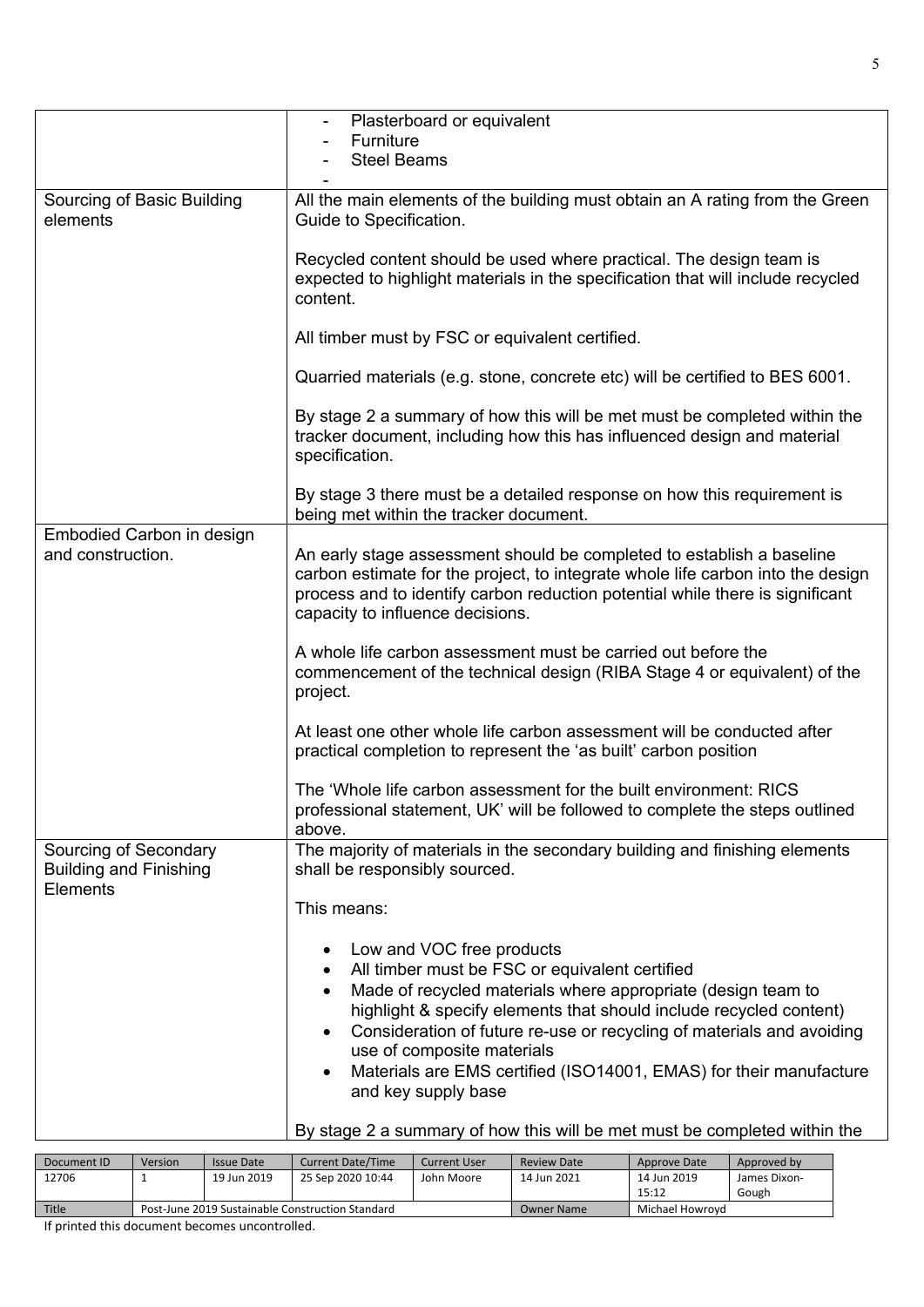| | |
|---|---|
| | - Plasterboard or equivalent<br>- Furniture<br>- Steel Beams<br>- |
| Sourcing of Basic Building elements | All the main elements of the building must obtain an A rating from the Green Guide to Specification.<br><br>Recycled content should be used where practical. The design team is expected to highlight materials in the specification that will include recycled content.<br><br>All timber must by FSC or equivalent certified.<br><br>Quarried materials (e.g. stone, concrete etc) will be certified to BES 6001.<br><br>By stage 2 a summary of how this will be met must be completed within the tracker document, including how this has influenced design and material specification.<br><br>By stage 3 there must be a detailed response on how this requirement is being met within the tracker document. |
| Embodied Carbon in design and construction. | An early stage assessment should be completed to establish a baseline carbon estimate for the project, to integrate whole life carbon into the design process and to identify carbon reduction potential while there is significant capacity to influence decisions.<br><br>A whole life carbon assessment must be carried out before the commencement of the technical design (RIBA Stage 4 or equivalent) of the project.<br><br>At least one other whole life carbon assessment will be conducted after practical completion to represent the 'as built' carbon position<br><br>The 'Whole life carbon assessment for the built environment: RICS professional statement, UK' will be followed to complete the steps outlined above. |
| Sourcing of Secondary Building and Finishing Elements | The majority of materials in the secondary building and finishing elements shall be responsibly sourced.<br><br>This means:<br><br>• Low and VOC free products<br>• All timber must be FSC or equivalent certified<br>• Made of recycled materials where appropriate (design team to highlight & specify elements that should include recycled content)<br>• Consideration of future re-use or recycling of materials and avoiding use of composite materials<br>• Materials are EMS certified (ISO14001, EMAS) for their manufacture and key supply base<br><br>By stage 2 a summary of how this will be met must be completed within the |

| Document ID | Version | Issue Date | Current Date/Time | Current User | Review Date | Approve Date | Approved by |
|---|---|---|---|---|---|---|---|
| 12706 | 1 | 19 Jun 2019 | 25 Sep 2020 10:44 | John Moore | 14 Jun 2021 | 14 Jun 2019 15:12 | James Dixon-Gough |
| Title | Post-June 2019 Sustainable Construction Standard | | | | Owner Name | Michael Howroyd | |

If printed this document becomes uncontrolled.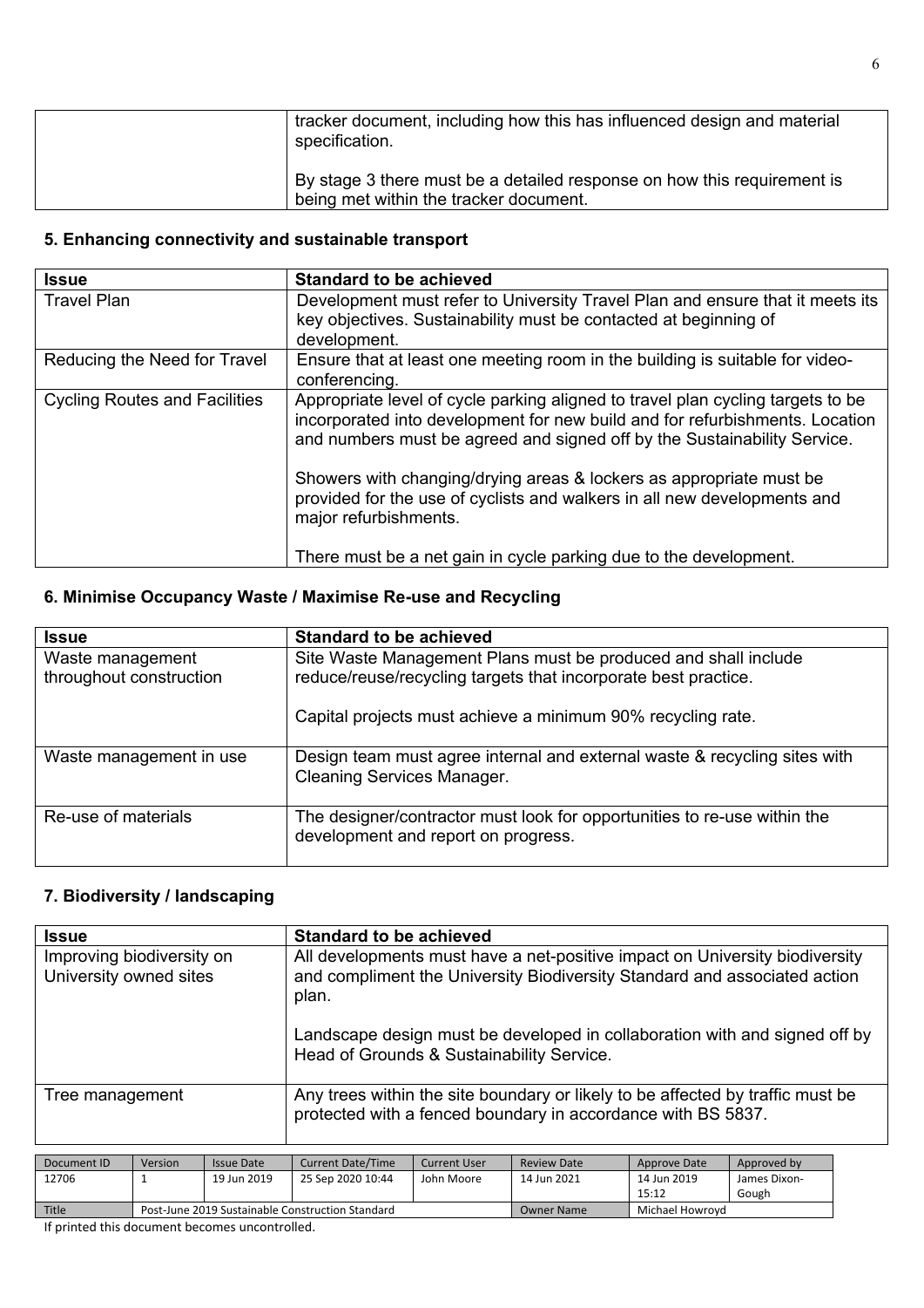| | |
|---|---|
| | tracker document, including how this has influenced design and material specification.<br><br>By stage 3 there must be a detailed response on how this requirement is being met within the tracker document. |

### 5. Enhancing connectivity and sustainable transport

| Issue | Standard to be achieved |
|---|---|
| Travel Plan | Development must refer to University Travel Plan and ensure that it meets its key objectives. Sustainability must be contacted at beginning of development. |
| Reducing the Need for Travel | Ensure that at least one meeting room in the building is suitable for video-conferencing. |
| Cycling Routes and Facilities | Appropriate level of cycle parking aligned to travel plan cycling targets to be incorporated into development for new build and for refurbishments. Location and numbers must be agreed and signed off by the Sustainability Service.<br><br>Showers with changing/drying areas & lockers as appropriate must be provided for the use of cyclists and walkers in all new developments and major refurbishments.<br><br>There must be a net gain in cycle parking due to the development. |

### 6. Minimise Occupancy Waste / Maximise Re-use and Recycling

| Issue | Standard to be achieved |
|---|---|
| Waste management throughout construction | Site Waste Management Plans must be produced and shall include reduce/reuse/recycling targets that incorporate best practice.<br><br>Capital projects must achieve a minimum 90% recycling rate. |
| Waste management in use | Design team must agree internal and external waste & recycling sites with Cleaning Services Manager. |
| Re-use of materials | The designer/contractor must look for opportunities to re-use within the development and report on progress. |

### 7. Biodiversity / landscaping

| Issue | Standard to be achieved |
|---|---|
| Improving biodiversity on University owned sites | All developments must have a net-positive impact on University biodiversity and compliment the University Biodiversity Standard and associated action plan.<br><br>Landscape design must be developed in collaboration with and signed off by Head of Grounds & Sustainability Service. |
| Tree management | Any trees within the site boundary or likely to be affected by traffic must be protected with a fenced boundary in accordance with BS 5837. |

| Document ID | Version | Issue Date | Current Date/Time | Current User | Review Date | Approve Date | Approved by |
|---|---|---|---|---|---|---|---|
| 12706 | 1 | 19 Jun 2019 | 25 Sep 2020 10:44 | John Moore | 14 Jun 2021 | 14 Jun 2019 15:12 | James Dixon-Gough |
| Title | Post-June 2019 Sustainable Construction Standard | | | | Owner Name | Michael Howroyd | |

If printed this document becomes uncontrolled.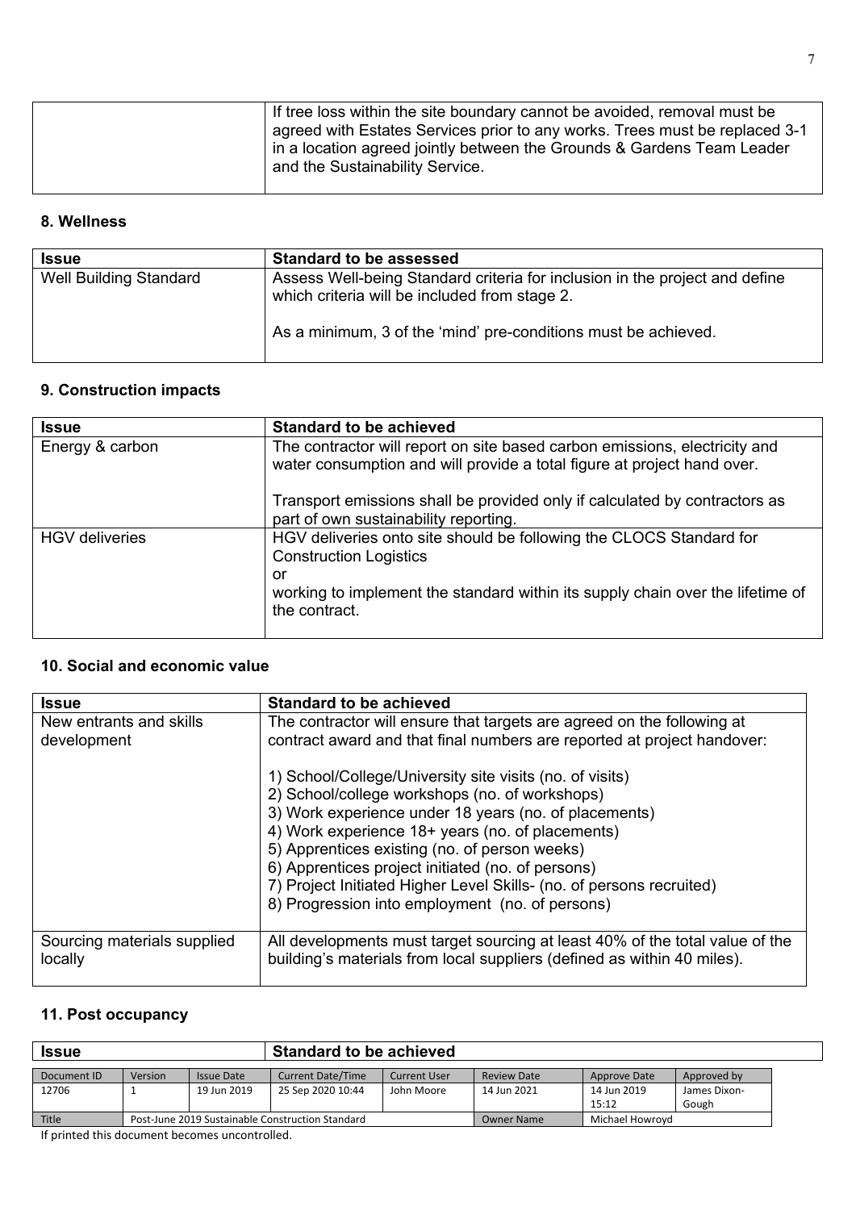| | |
|---|---|
| | If tree loss within the site boundary cannot be avoided, removal must be agreed with Estates Services prior to any works. Trees must be replaced 3-1 in a location agreed jointly between the Grounds & Gardens Team Leader and the Sustainability Service. |

### 8. Wellness

| Issue | Standard to be assessed |
|---|---|
| Well Building Standard | Assess Well-being Standard criteria for inclusion in the project and define which criteria will be included from stage 2.<br><br>As a minimum, 3 of the 'mind' pre-conditions must be achieved. |

### 9. Construction impacts

| Issue | Standard to be achieved |
|---|---|
| Energy & carbon | The contractor will report on site based carbon emissions, electricity and water consumption and will provide a total figure at project hand over.<br><br>Transport emissions shall be provided only if calculated by contractors as part of own sustainability reporting. |
| HGV deliveries | HGV deliveries onto site should be following the CLOCS Standard for Construction Logistics<br>or<br>working to implement the standard within its supply chain over the lifetime of the contract. |

### 10. Social and economic value

| Issue | Standard to be achieved |
|---|---|
| New entrants and skills development | The contractor will ensure that targets are agreed on the following at contract award and that final numbers are reported at project handover:<br><br>1) School/College/University site visits (no. of visits)<br>2) School/college workshops (no. of workshops)<br>3) Work experience under 18 years (no. of placements)<br>4) Work experience 18+ years (no. of placements)<br>5) Apprentices existing (no. of person weeks)<br>6) Apprentices project initiated (no. of persons)<br>7) Project Initiated Higher Level Skills- (no. of persons recruited)<br>8) Progression into employment (no. of persons) |
| Sourcing materials supplied locally | All developments must target sourcing at least 40% of the total value of the building's materials from local suppliers (defined as within 40 miles). |

### 11. Post occupancy

| Issue | Standard to be achieved |
|---|---|

| Document ID | Version | Issue Date | Current Date/Time | Current User | Review Date | Approve Date | Approved by |
|---|---|---|---|---|---|---|---|
| 12706 | 1 | 19 Jun 2019 | 25 Sep 2020 10:44 | John Moore | 14 Jun 2021 | 14 Jun 2019 15:12 | James Dixon-Gough |
| Title | Post-June 2019 Sustainable Construction Standard | | | | Owner Name | Michael Howroyd | |

If printed this document becomes uncontrolled.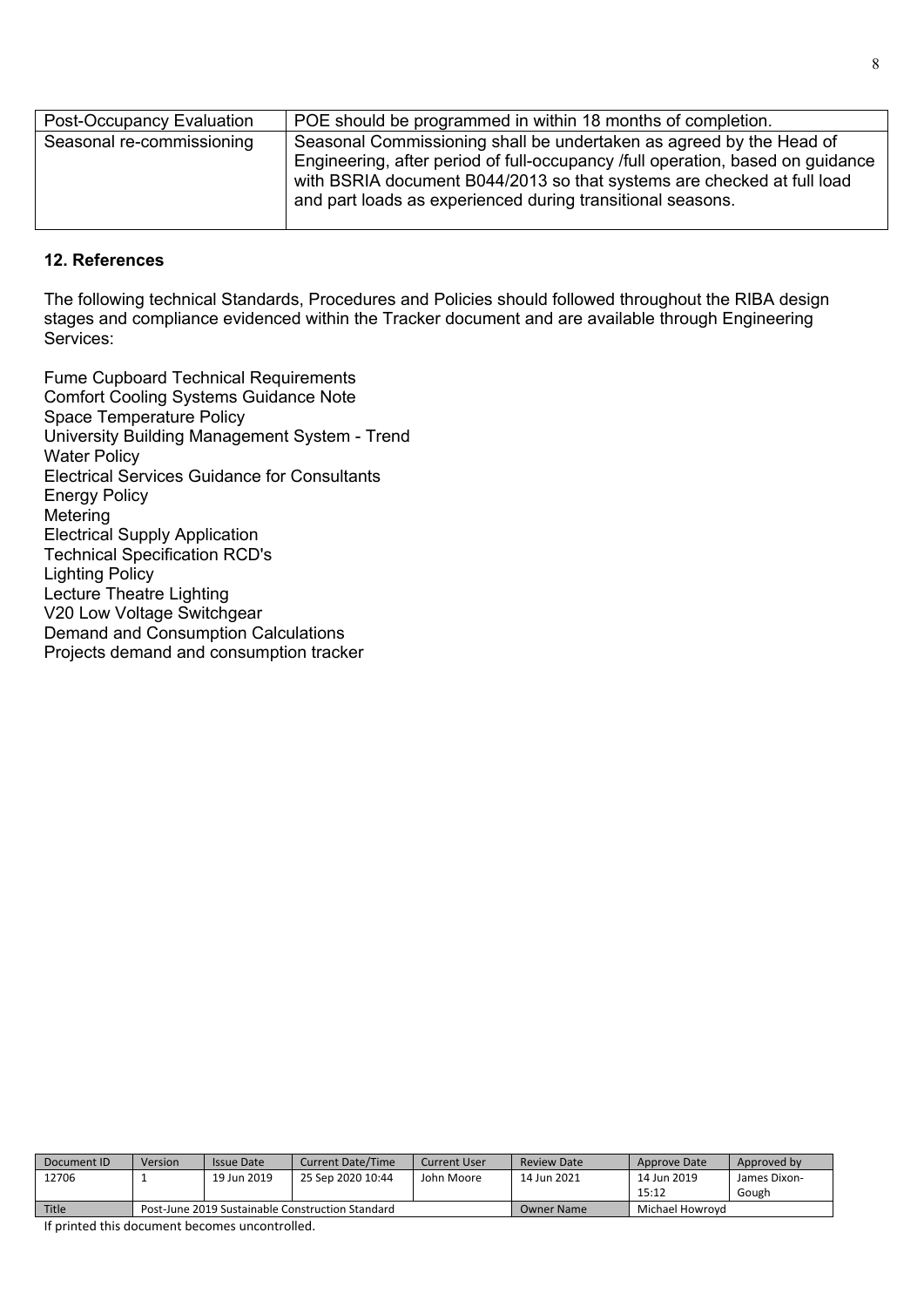| | |
|---|---|
| Post-Occupancy Evaluation | POE should be programmed in within 18 months of completion. |
| Seasonal re-commissioning | Seasonal Commissioning shall be undertaken as agreed by the Head of Engineering, after period of full-occupancy /full operation, based on guidance with BSRIA document B044/2013 so that systems are checked at full load and part loads as experienced during transitional seasons. |

## 12. References

The following technical Standards, Procedures and Policies should followed throughout the RIBA design stages and compliance evidenced within the Tracker document and are available through Engineering Services:

Fume Cupboard Technical Requirements
Comfort Cooling Systems Guidance Note
Space Temperature Policy
University Building Management System - Trend
Water Policy
Electrical Services Guidance for Consultants
Energy Policy
Metering
Electrical Supply Application
Technical Specification RCD's
Lighting Policy
Lecture Theatre Lighting
V20 Low Voltage Switchgear
Demand and Consumption Calculations
Projects demand and consumption tracker

| Document ID | Version | Issue Date | Current Date/Time | Current User | Review Date | Approve Date | Approved by |
|---|---|---|---|---|---|---|---|
| 12706 | 1 | 19 Jun 2019 | 25 Sep 2020 10:44 | John Moore | 14 Jun 2021 | 14 Jun 2019 15:12 | James Dixon-Gough |
| Title | Post-June 2019 Sustainable Construction Standard | | | | Owner Name | Michael Howroyd | |

If printed this document becomes uncontrolled.